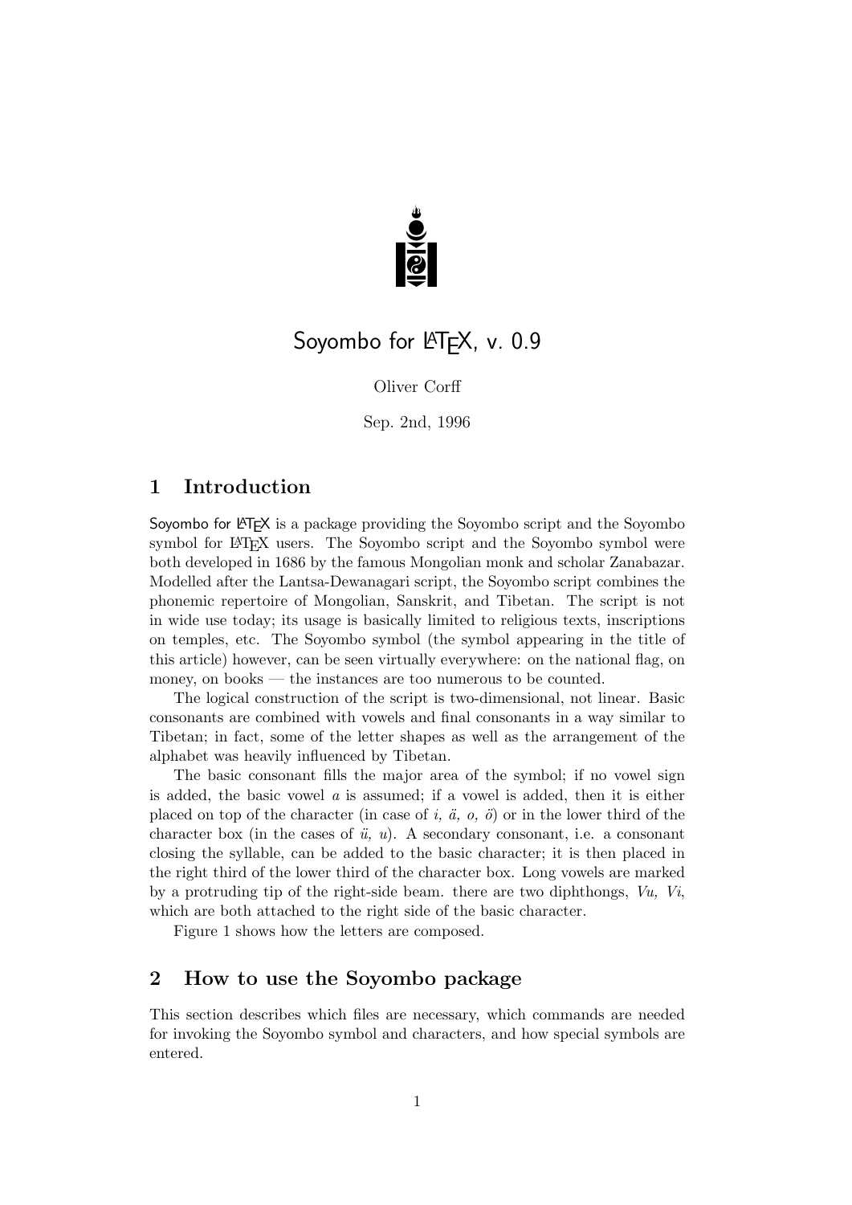# Soyombo for LaTeX, v. 0.9

Oliver Corff

Sep. 2nd, 1996

## 1 Introduction

Soyombo for LaTeX is a package providing the Soyombo script and the Soyombo symbol for LaTeX users. The Soyombo script and the Soyombo symbol were both developed in 1686 by the famous Mongolian monk and scholar Zanabazar. Modelled after the Lantsa-Dewanagari script, the Soyombo script combines the phonemic repertoire of Mongolian, Sanskrit, and Tibetan. The script is not in wide use today; its usage is basically limited to religious texts, inscriptions on temples, etc. The Soyombo symbol (the symbol appearing in the title of this article) however, can be seen virtually everywhere: on the national flag, on money, on books — the instances are too numerous to be counted.

The logical construction of the script is two-dimensional, not linear. Basic consonants are combined with vowels and final consonants in a way similar to Tibetan; in fact, some of the letter shapes as well as the arrangement of the alphabet was heavily influenced by Tibetan.

The basic consonant fills the major area of the symbol; if no vowel sign is added, the basic vowel *a* is assumed; if a vowel is added, then it is either placed on top of the character (in case of *i, ä, o, ö*) or in the lower third of the character box (in the cases of *ü, u*). A secondary consonant, i.e. a consonant closing the syllable, can be added to the basic character; it is then placed in the right third of the lower third of the character box. Long vowels are marked by a protruding tip of the right-side beam. there are two diphthongs, *Vu, Vi*, which are both attached to the right side of the basic character.

Figure 1 shows how the letters are composed.

## 2 How to use the Soyombo package

This section describes which files are necessary, which commands are needed for invoking the Soyombo symbol and characters, and how special symbols are entered.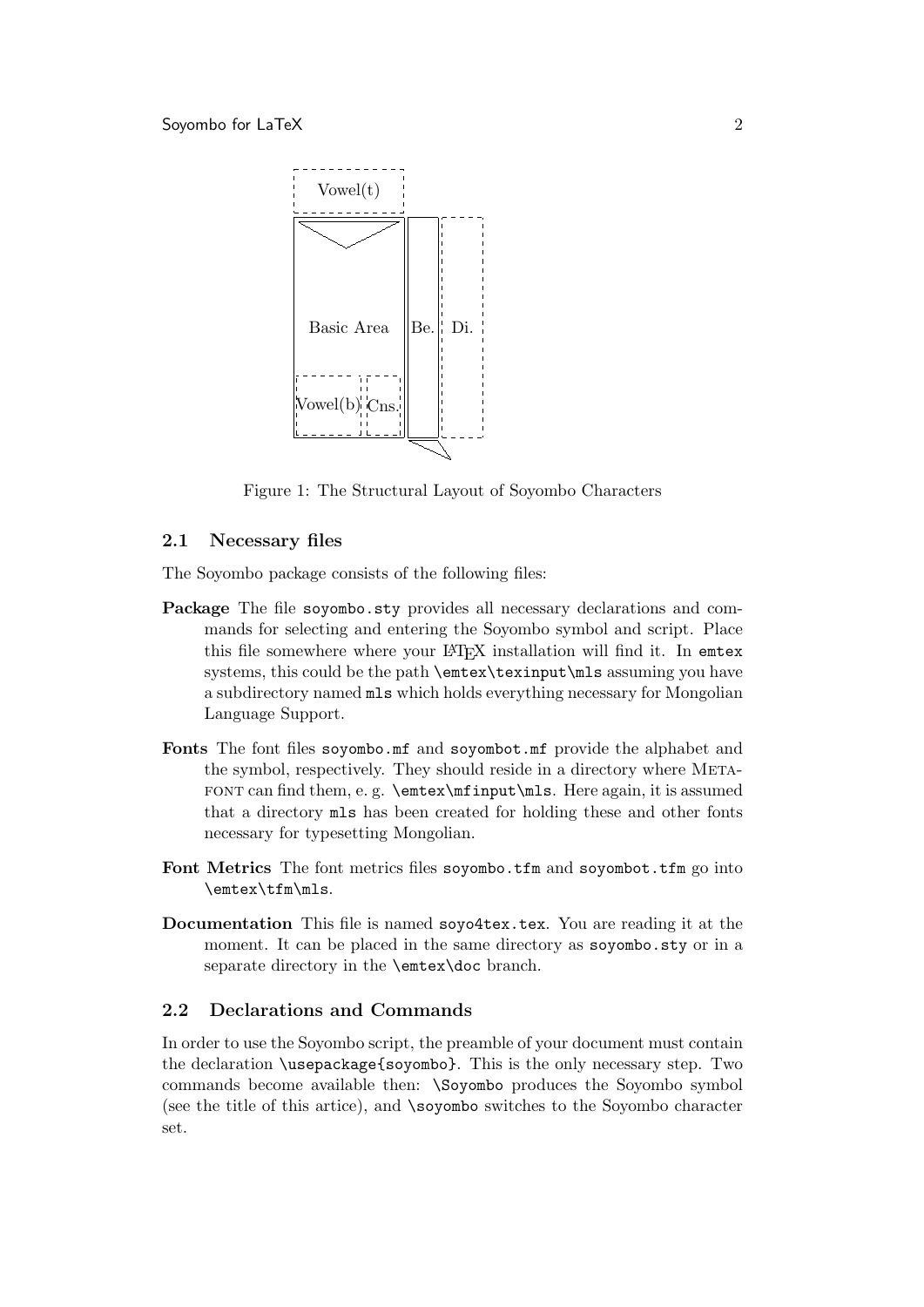Vowel(t)

Basic Area

Be.

Di.

Vowel(b)

Cns.

Figure 1: The Structural Layout of Soyombo Characters

### 2.1 Necessary files

The Soyombo package consists of the following files:

**Package** The file `soyombo.sty` provides all necessary declarations and commands for selecting and entering the Soyombo symbol and script. Place this file somewhere where your LaTeX installation will find it. In `emtex` systems, this could be the path `\emtex\texinput\mls` assuming you have a subdirectory named `mls` which holds everything necessary for Mongolian Language Support.

**Fonts** The font files `soyombo.mf` and `soyombot.mf` provide the alphabet and the symbol, respectively. They should reside in a directory where METAFONT can find them, e. g. `\emtex\mfinput\mls`. Here again, it is assumed that a directory `mls` has been created for holding these and other fonts necessary for typesetting Mongolian.

**Font Metrics** The font metrics files `soyombo.tfm` and `soyombot.tfm` go into `\emtex\tfm\mls`.

**Documentation** This file is named `soyo4tex.tex`. You are reading it at the moment. It can be placed in the same directory as `soyombo.sty` or in a separate directory in the `\emtex\doc` branch.

### 2.2 Declarations and Commands

In order to use the Soyombo script, the preamble of your document must contain the declaration `\usepackage{soyombo}`. This is the only necessary step. Two commands become available then: `\Soyombo` produces the Soyombo symbol (see the title of this artice), and `\soyombo` switches to the Soyombo character set.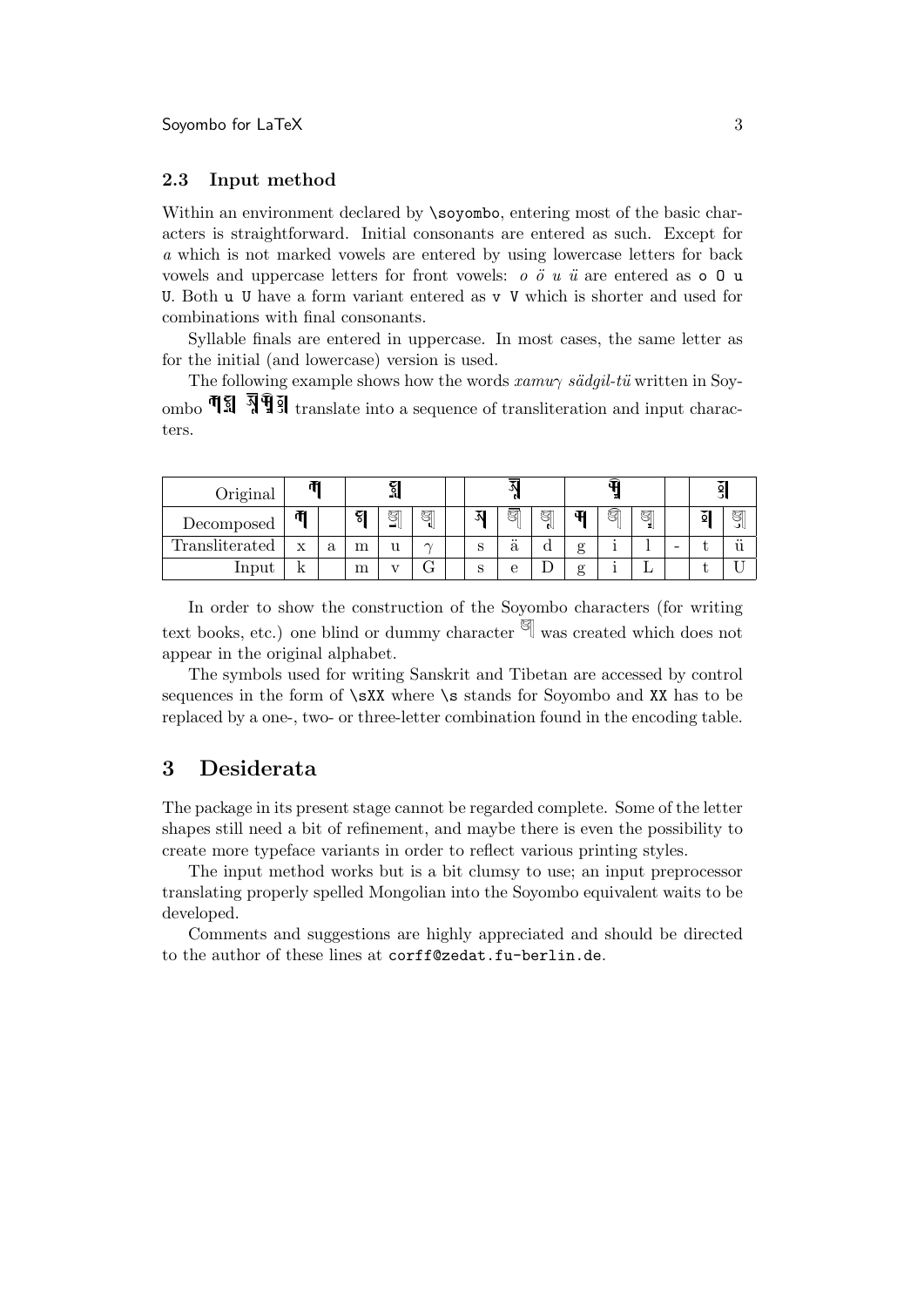### 2.3 Input method

Within an environment declared by `\soyombo`, entering most of the basic characters is straightforward. Initial consonants are entered as such. Except for *a* which is not marked vowels are entered by using lowercase letters for back vowels and uppercase letters for front vowels: *o ö u ü* are entered as `o O u U`. Both `u U` have a form variant entered as `v V` which is shorter and used for combinations with final consonants.

Syllable finals are entered in uppercase. In most cases, the same letter as for the initial (and lowercase) version is used.

The following example shows how the words *xamuγ sädgil-tü* written in Soyombo [Soyombo script] translate into a sequence of transliteration and input characters.

| Original | | | | | | | | | | | | | | | |
|---|---|---|---|---|---|---|---|---|---|---|---|---|---|---|---|
| Decomposed | | | | | | | | | | | | | | | |
| Transliterated | x | a | m | u | $\gamma$ | | s | ä | d | g | i | l | - | t | ü |
| Input | k | | m | v | G | | s | e | D | g | i | L | | t | U |

In order to show the construction of the Soyombo characters (for writing text books, etc.) one blind or dummy character [dummy character] was created which does not appear in the original alphabet.

The symbols used for writing Sanskrit and Tibetan are accessed by control sequences in the form of `\sXX` where `\s` stands for Soyombo and `XX` has to be replaced by a one-, two- or three-letter combination found in the encoding table.

## 3 Desiderata

The package in its present stage cannot be regarded complete. Some of the letter shapes still need a bit of refinement, and maybe there is even the possibility to create more typeface variants in order to reflect various printing styles.

The input method works but is a bit clumsy to use; an input preprocessor translating properly spelled Mongolian into the Soyombo equivalent waits to be developed.

Comments and suggestions are highly appreciated and should be directed to the author of these lines at `corff@zedat.fu-berlin.de`.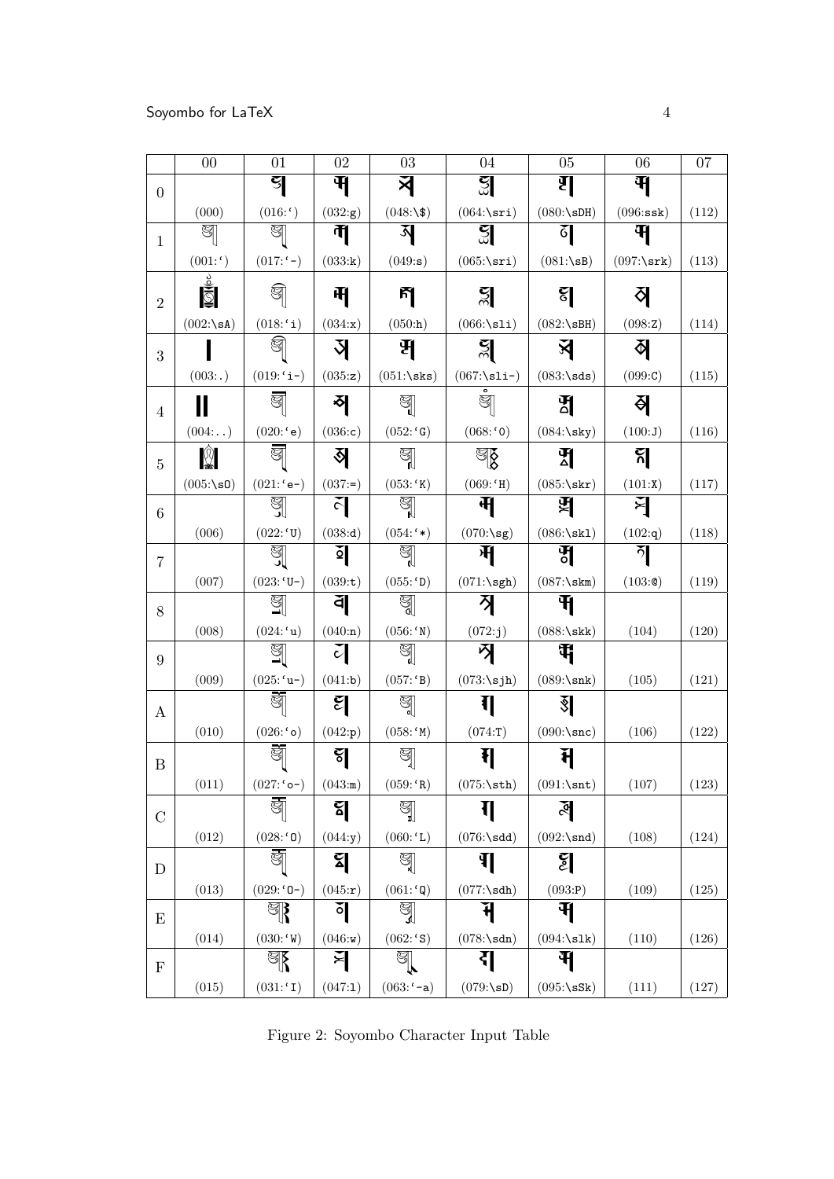|   | 00 | 01 | 02 | 03 | 04 | 05 | 06 | 07 |
|---|---|---|---|---|---|---|---|---|
| 0 | (000) | (016:') | (032:g) | (048:\$) | (064:\sri) | (080:\sDH) | (096:ssk) | (112) |
| 1 | (001:') | (017:'-) | (033:k) | (049:s) | (065:\sri) | (081:\sB) | (097:\srk) | (113) |
| 2 | (002:\sA) | (018:'i) | (034:x) | (050:h) | (066:\sli) | (082:\sBH) | (098:Z) | (114) |
| 3 | (003:.) | (019:'i-) | (035:z) | (051:\sks) | (067:\sli-) | (083:\sds) | (099:C) | (115) |
| 4 | (004:..) | (020:'e) | (036:c) | (052:'G) | (068:'O) | (084:\sky) | (100:J) | (116) |
| 5 | (005:\sO) | (021:'e-) | (037:=) | (053:'K) | (069:'H) | (085:\skr) | (101:X) | (117) |
| 6 | (006) | (022:'U) | (038:d) | (054:'*) | (070:\sg) | (086:\skl) | (102:q) | (118) |
| 7 | (007) | (023:'U-) | (039:t) | (055:'D) | (071:\sgh) | (087:\skm) | (103:@) | (119) |
| 8 | (008) | (024:'u) | (040:n) | (056:'N) | (072:j) | (088:\skk) | (104) | (120) |
| 9 | (009) | (025:'u-) | (041:b) | (057:'B) | (073:\sjh) | (089:\snk) | (105) | (121) |
| A | (010) | (026:'o) | (042:p) | (058:'M) | (074:T) | (090:\snc) | (106) | (122) |
| B | (011) | (027:'o-) | (043:m) | (059:'R) | (075:\sth) | (091:\snt) | (107) | (123) |
| C | (012) | (028:'O) | (044:y) | (060:'L) | (076:\sdd) | (092:\snd) | (108) | (124) |
| D | (013) | (029:'O-) | (045:r) | (061:'Q) | (077:\sdh) | (093:P) | (109) | (125) |
| E | (014) | (030:'W) | (046:w) | (062:'S) | (078:\sdn) | (094:\slk) | (110) | (126) |
| F | (015) | (031:'I) | (047:l) | (063:'-a) | (079:\sD) | (095:\sSk) | (111) | (127) |

Figure 2: Soyombo Character Input Table